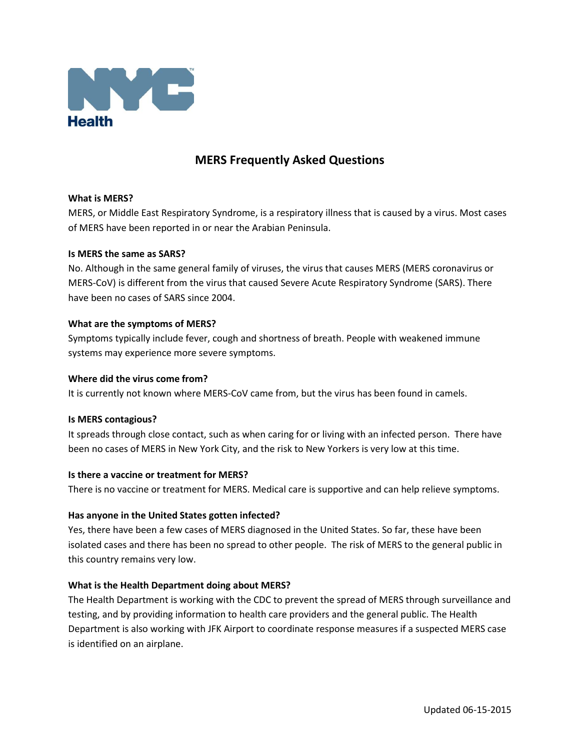NYC Health

# MERS Frequently Asked Questions

**What is MERS?**

MERS, or Middle East Respiratory Syndrome, is a respiratory illness that is caused by a virus. Most cases of MERS have been reported in or near the Arabian Peninsula.

**Is MERS the same as SARS?**

No. Although in the same general family of viruses, the virus that causes MERS (MERS coronavirus or MERS-CoV) is different from the virus that caused Severe Acute Respiratory Syndrome (SARS). There have been no cases of SARS since 2004.

**What are the symptoms of MERS?**

Symptoms typically include fever, cough and shortness of breath. People with weakened immune systems may experience more severe symptoms.

**Where did the virus come from?**

It is currently not known where MERS-CoV came from, but the virus has been found in camels.

**Is MERS contagious?**

It spreads through close contact, such as when caring for or living with an infected person. There have been no cases of MERS in New York City, and the risk to New Yorkers is very low at this time.

**Is there a vaccine or treatment for MERS?**

There is no vaccine or treatment for MERS. Medical care is supportive and can help relieve symptoms.

**Has anyone in the United States gotten infected?**

Yes, there have been a few cases of MERS diagnosed in the United States. So far, these have been isolated cases and there has been no spread to other people. The risk of MERS to the general public in this country remains very low.

**What is the Health Department doing about MERS?**

The Health Department is working with the CDC to prevent the spread of MERS through surveillance and testing, and by providing information to health care providers and the general public. The Health Department is also working with JFK Airport to coordinate response measures if a suspected MERS case is identified on an airplane.

Updated 06-15-2015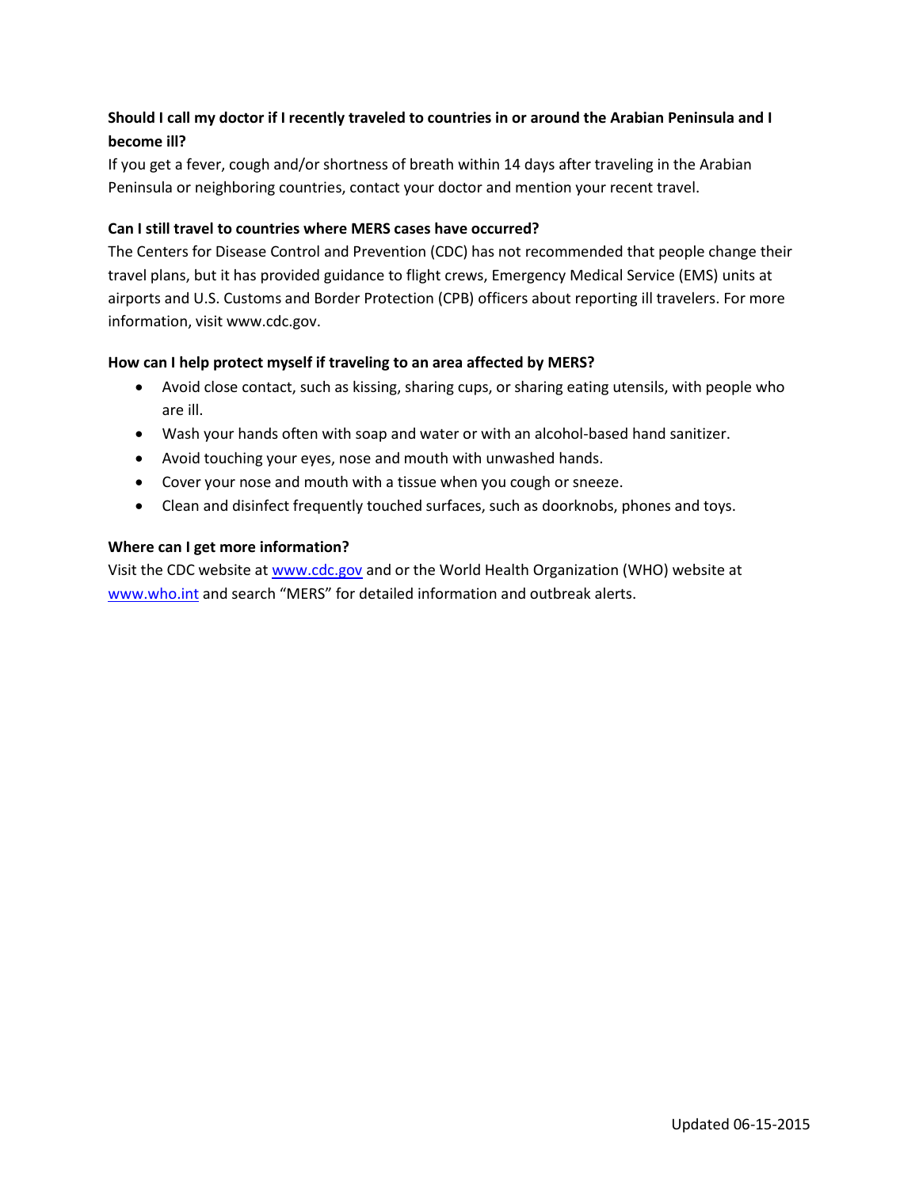**Should I call my doctor if I recently traveled to countries in or around the Arabian Peninsula and I become ill?**

If you get a fever, cough and/or shortness of breath within 14 days after traveling in the Arabian Peninsula or neighboring countries, contact your doctor and mention your recent travel.

**Can I still travel to countries where MERS cases have occurred?**

The Centers for Disease Control and Prevention (CDC) has not recommended that people change their travel plans, but it has provided guidance to flight crews, Emergency Medical Service (EMS) units at airports and U.S. Customs and Border Protection (CPB) officers about reporting ill travelers. For more information, visit www.cdc.gov.

**How can I help protect myself if traveling to an area affected by MERS?**

- Avoid close contact, such as kissing, sharing cups, or sharing eating utensils, with people who are ill.
- Wash your hands often with soap and water or with an alcohol-based hand sanitizer.
- Avoid touching your eyes, nose and mouth with unwashed hands.
- Cover your nose and mouth with a tissue when you cough or sneeze.
- Clean and disinfect frequently touched surfaces, such as doorknobs, phones and toys.

**Where can I get more information?**

Visit the CDC website at [www.cdc.gov](http://www.cdc.gov) and or the World Health Organization (WHO) website at [www.who.int](http://www.who.int) and search "MERS" for detailed information and outbreak alerts.

Updated 06-15-2015